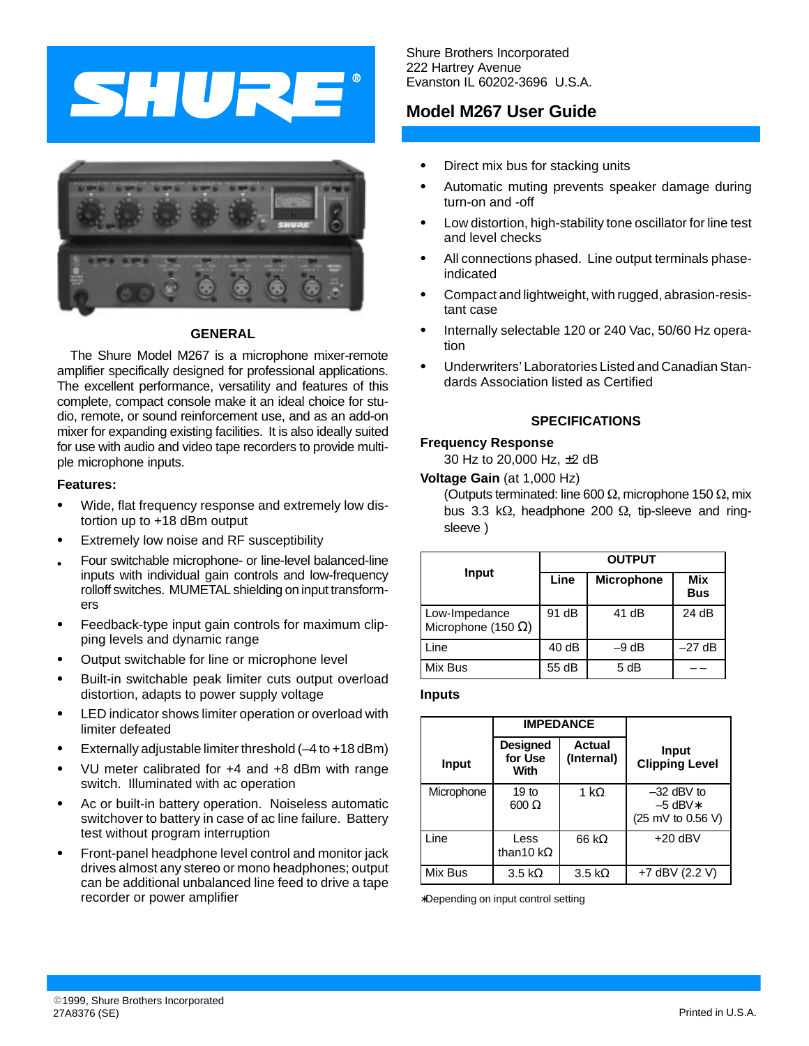Shure Brothers Incorporated
222 Hartrey Avenue
Evanston IL 60202-3696 U.S.A.

# Model M267 User Guide

## GENERAL

The Shure Model M267 is a microphone mixer-remote amplifier specifically designed for professional applications. The excellent performance, versatility and features of this complete, compact console make it an ideal choice for studio, remote, or sound reinforcement use, and as an add-on mixer for expanding existing facilities. It is also ideally suited for use with audio and video tape recorders to provide multiple microphone inputs.

**Features:**

- Wide, flat frequency response and extremely low distortion up to +18 dBm output
- Extremely low noise and RF susceptibility
- Four switchable microphone- or line-level balanced-line inputs with individual gain controls and low-frequency rolloff switches. MUMETAL shielding on input transformers
- Feedback-type input gain controls for maximum clipping levels and dynamic range
- Output switchable for line or microphone level
- Built-in switchable peak limiter cuts output overload distortion, adapts to power supply voltage
- LED indicator shows limiter operation or overload with limiter defeated
- Externally adjustable limiter threshold (–4 to +18 dBm)
- VU meter calibrated for +4 and +8 dBm with range switch. Illuminated with ac operation
- Ac or built-in battery operation. Noiseless automatic switchover to battery in case of ac line failure. Battery test without program interruption
- Front-panel headphone level control and monitor jack drives almost any stereo or mono headphones; output can be additional unbalanced line feed to drive a tape recorder or power amplifier
- Direct mix bus for stacking units
- Automatic muting prevents speaker damage during turn-on and -off
- Low distortion, high-stability tone oscillator for line test and level checks
- All connections phased. Line output terminals phase-indicated
- Compact and lightweight, with rugged, abrasion-resistant case
- Internally selectable 120 or 240 Vac, 50/60 Hz operation
- Underwriters' Laboratories Listed and Canadian Standards Association listed as Certified

## SPECIFICATIONS

**Frequency Response**

30 Hz to 20,000 Hz, ±2 dB

**Voltage Gain** (at 1,000 Hz)

(Outputs terminated: line 600 Ω, microphone 150 Ω, mix bus 3.3 kΩ, headphone 200 Ω, tip-sleeve and ring-sleeve )

| Input | OUTPUT | | |
|---|---|---|---|
| | Line | Microphone | Mix Bus |
| Low-Impedance Microphone (150 Ω) | 91 dB | 41 dB | 24 dB |
| Line | 40 dB | –9 dB | –27 dB |
| Mix Bus | 55 dB | 5 dB | – – |

**Inputs**

| Input | IMPEDANCE | | Input Clipping Level |
|---|---|---|---|
| | Designed for Use With | Actual (Internal) | |
| Microphone | 19 to 600 Ω | 1 kΩ | –32 dBV to –5 dBV* (25 mV to 0.56 V) |
| Line | Less than10 kΩ | 66 kΩ | +20 dBV |
| Mix Bus | 3.5 kΩ | 3.5 kΩ | +7 dBV (2.2 V) |

*Depending on input control setting

©1999, Shure Brothers Incorporated
27A8376 (SE)

Printed in U.S.A.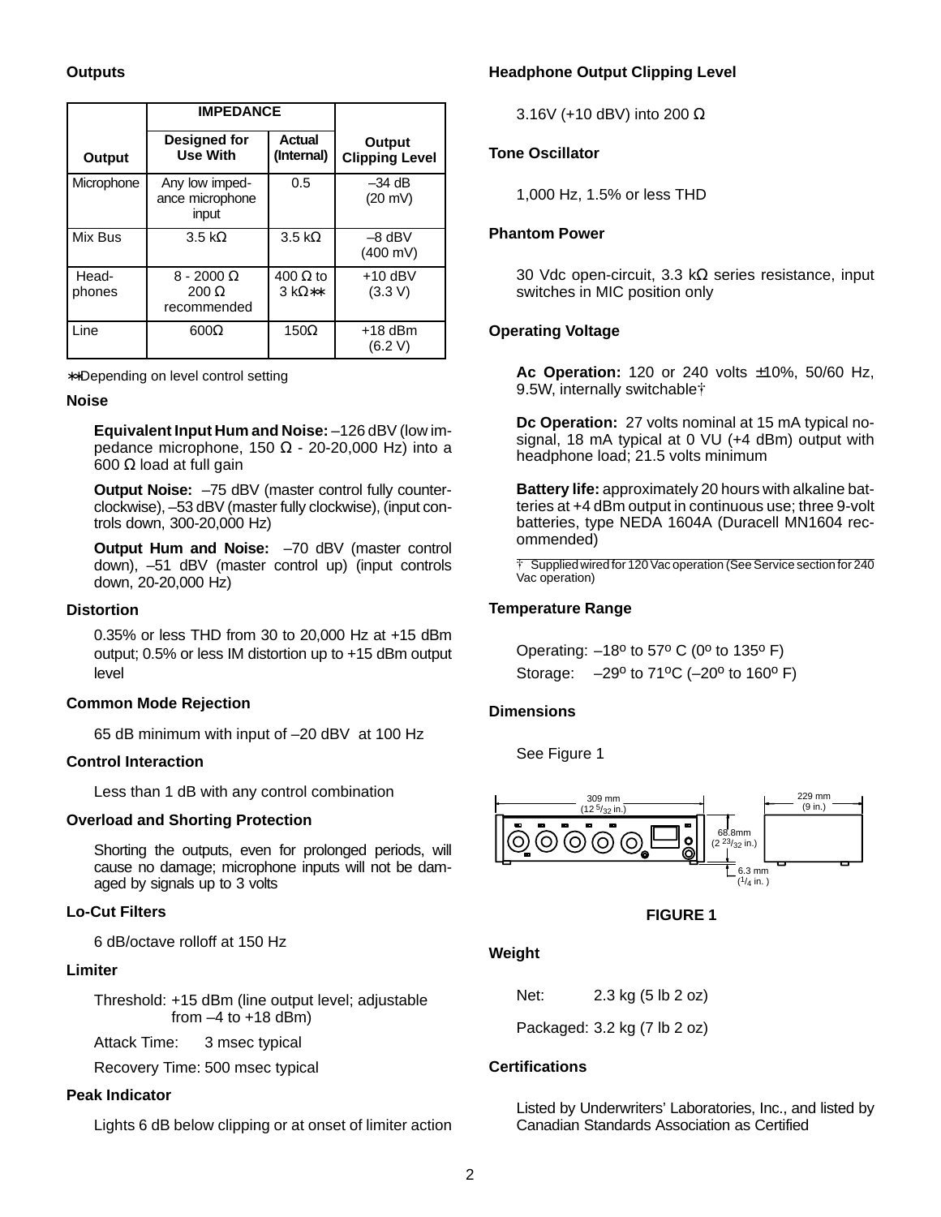### Outputs

| Output | IMPEDANCE | | Output Clipping Level |
|---|---|---|---|
| | Designed for Use With | Actual (Internal) | |
| Microphone | Any low impedance microphone input | 0.5 | –34 dB (20 mV) |
| Mix Bus | 3.5 kΩ | 3.5 kΩ | –8 dBV (400 mV) |
| Headphones | 8 - 2000 Ω 200 Ω recommended | 400 Ω to 3 kΩ** | +10 dBV (3.3 V) |
| Line | 600Ω | 150Ω | +18 dBm (6.2 V) |

**Depending on level control setting

### Noise

**Equivalent Input Hum and Noise:** –126 dBV (low impedance microphone, 150 Ω - 20-20,000 Hz) into a 600 Ω load at full gain

**Output Noise:** –75 dBV (master control fully counterclockwise), –53 dBV (master fully clockwise), (input controls down, 300-20,000 Hz)

**Output Hum and Noise:** –70 dBV (master control down), –51 dBV (master control up) (input controls down, 20-20,000 Hz)

### Distortion

0.35% or less THD from 30 to 20,000 Hz at +15 dBm output; 0.5% or less IM distortion up to +15 dBm output level

### Common Mode Rejection

65 dB minimum with input of –20 dBV at 100 Hz

### Control Interaction

Less than 1 dB with any control combination

### Overload and Shorting Protection

Shorting the outputs, even for prolonged periods, will cause no damage; microphone inputs will not be damaged by signals up to 3 volts

### Lo-Cut Filters

6 dB/octave rolloff at 150 Hz

### Limiter

Threshold: +15 dBm (line output level; adjustable from –4 to +18 dBm)

Attack Time: 3 msec typical

Recovery Time: 500 msec typical

### Peak Indicator

Lights 6 dB below clipping or at onset of limiter action

### Headphone Output Clipping Level

3.16V (+10 dBV) into 200 Ω

### Tone Oscillator

1,000 Hz, 1.5% or less THD

### Phantom Power

30 Vdc open-circuit, 3.3 kΩ series resistance, input switches in MIC position only

### Operating Voltage

**Ac Operation:** 120 or 240 volts ±10%, 50/60 Hz, 9.5W, internally switchable†

**Dc Operation:** 27 volts nominal at 15 mA typical no-signal, 18 mA typical at 0 VU (+4 dBm) output with headphone load; 21.5 volts minimum

**Battery life:** approximately 20 hours with alkaline batteries at +4 dBm output in continuous use; three 9-volt batteries, type NEDA 1604A (Duracell MN1604 recommended)

† Supplied wired for 120 Vac operation (See Service section for 240 Vac operation)

### Temperature Range

Operating: –18º to 57º C (0º to 135º F)

Storage: –29º to 71ºC (–20º to 160º F)

### Dimensions

See Figure 1

309 mm (12 5/32 in.)    229 mm (9 in.)    68.8mm (2 23/32 in.)    6.3 mm (1/4 in.)

**FIGURE 1**

### Weight

Net: 2.3 kg (5 lb 2 oz)

Packaged: 3.2 kg (7 lb 2 oz)

### Certifications

Listed by Underwriters' Laboratories, Inc., and listed by Canadian Standards Association as Certified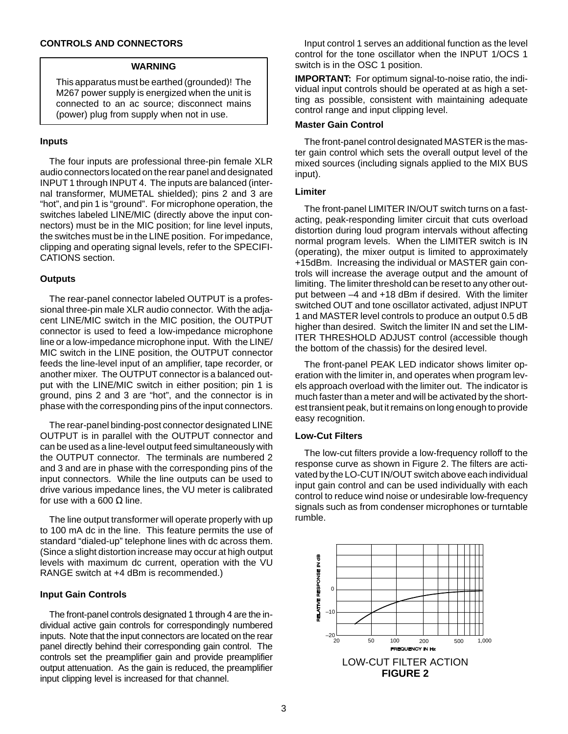## CONTROLS AND CONNECTORS

> **WARNING**
>
> This apparatus must be earthed (grounded)! The M267 power supply is energized when the unit is connected to an ac source; disconnect mains (power) plug from supply when not in use.

### Inputs

The four inputs are professional three-pin female XLR audio connectors located on the rear panel and designated INPUT 1 through INPUT 4. The inputs are balanced (internal transformer, MUMETAL shielded); pins 2 and 3 are "hot", and pin 1 is "ground". For microphone operation, the switches labeled LINE/MIC (directly above the input connectors) must be in the MIC position; for line level inputs, the switches must be in the LINE position. For impedance, clipping and operating signal levels, refer to the SPECIFICATIONS section.

### Outputs

The rear-panel connector labeled OUTPUT is a professional three-pin male XLR audio connector. With the adjacent LINE/MIC switch in the MIC position, the OUTPUT connector is used to feed a low-impedance microphone line or a low-impedance microphone input. With the LINE/MIC switch in the LINE position, the OUTPUT connector feeds the line-level input of an amplifier, tape recorder, or another mixer. The OUTPUT connector is a balanced output with the LINE/MIC switch in either position; pin 1 is ground, pins 2 and 3 are "hot", and the connector is in phase with the corresponding pins of the input connectors.

The rear-panel binding-post connector designated LINE OUTPUT is in parallel with the OUTPUT connector and can be used as a line-level output feed simultaneously with the OUTPUT connector. The terminals are numbered 2 and 3 and are in phase with the corresponding pins of the input connectors. While the line outputs can be used to drive various impedance lines, the VU meter is calibrated for use with a 600 Ω line.

The line output transformer will operate properly with up to 100 mA dc in the line. This feature permits the use of standard "dialed-up" telephone lines with dc across them. (Since a slight distortion increase may occur at high output levels with maximum dc current, operation with the VU RANGE switch at +4 dBm is recommended.)

### Input Gain Controls

The front-panel controls designated 1 through 4 are the individual active gain controls for correspondingly numbered inputs. Note that the input connectors are located on the rear panel directly behind their corresponding gain control. The controls set the preamplifier gain and provide preamplifier output attenuation. As the gain is reduced, the preamplifier input clipping level is increased for that channel.

Input control 1 serves an additional function as the level control for the tone oscillator when the INPUT 1/OCS 1 switch is in the OSC 1 position.

**IMPORTANT:** For optimum signal-to-noise ratio, the individual input controls should be operated at as high a setting as possible, consistent with maintaining adequate control range and input clipping level.

### Master Gain Control

The front-panel control designated MASTER is the master gain control which sets the overall output level of the mixed sources (including signals applied to the MIX BUS input).

### Limiter

The front-panel LIMITER IN/OUT switch turns on a fast-acting, peak-responding limiter circuit that cuts overload distortion during loud program intervals without affecting normal program levels. When the LIMITER switch is IN (operating), the mixer output is limited to approximately +15dBm. Increasing the individual or MASTER gain controls will increase the average output and the amount of limiting. The limiter threshold can be reset to any other output between –4 and +18 dBm if desired. With the limiter switched OUT and tone oscillator activated, adjust INPUT 1 and MASTER level controls to produce an output 0.5 dB higher than desired. Switch the limiter IN and set the LIMITER THRESHOLD ADJUST control (accessible though the bottom of the chassis) for the desired level.

The front-panel PEAK LED indicator shows limiter operation with the limiter in, and operates when program levels approach overload with the limiter out. The indicator is much faster than a meter and will be activated by the shortest transient peak, but it remains on long enough to provide easy recognition.

### Low-Cut Filters

The low-cut filters provide a low-frequency rolloff to the response curve as shown in Figure 2. The filters are activated by the LO-CUT IN/OUT switch above each individual input gain control and can be used individually with each control to reduce wind noise or undesirable low-frequency signals such as from condenser microphones or turntable rumble.

LOW-CUT FILTER ACTION
**FIGURE 2**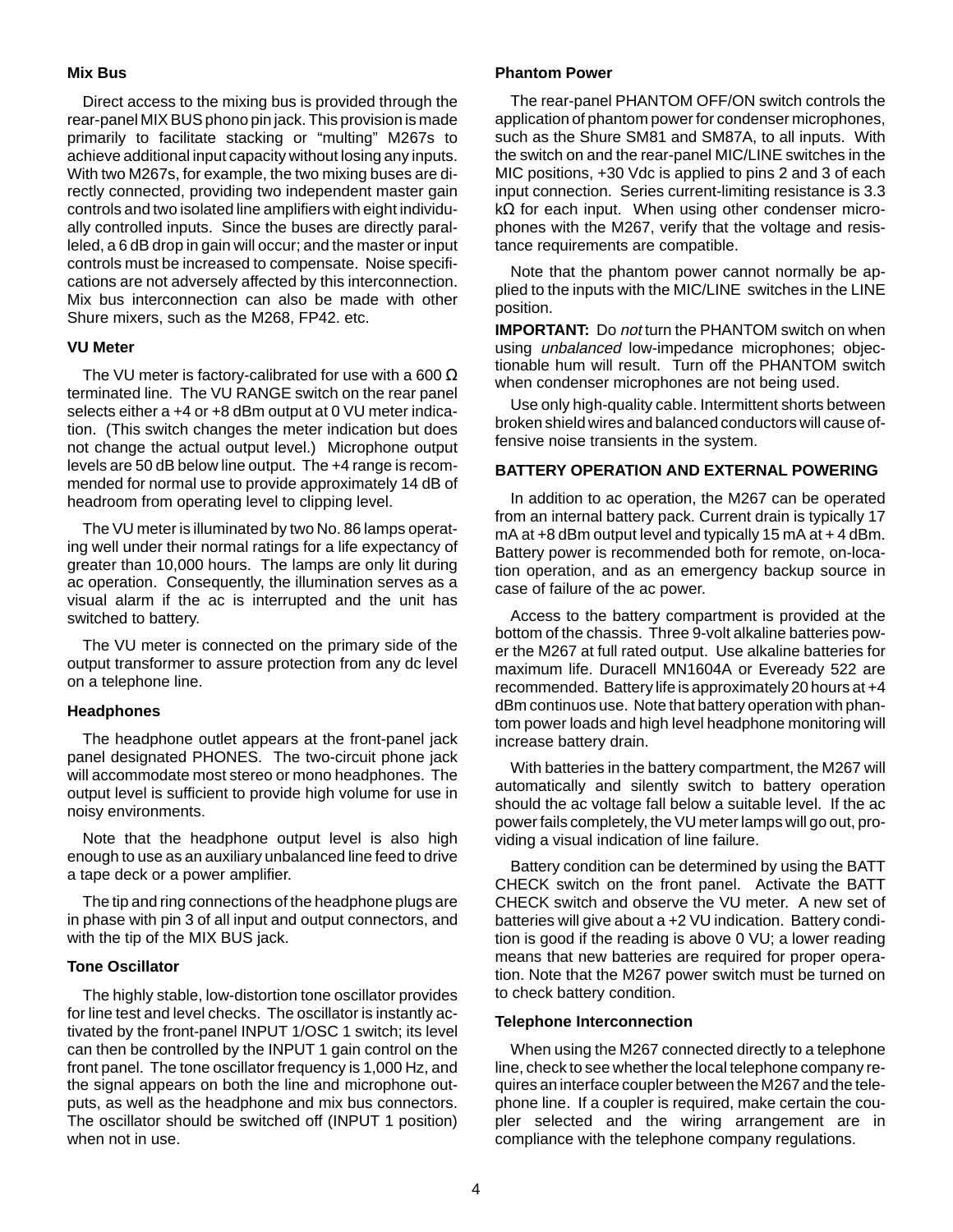### Mix Bus

Direct access to the mixing bus is provided through the rear-panel MIX BUS phono pin jack. This provision is made primarily to facilitate stacking or "multing" M267s to achieve additional input capacity without losing any inputs. With two M267s, for example, the two mixing buses are directly connected, providing two independent master gain controls and two isolated line amplifiers with eight individually controlled inputs. Since the buses are directly paralleled, a 6 dB drop in gain will occur; and the master or input controls must be increased to compensate. Noise specifications are not adversely affected by this interconnection. Mix bus interconnection can also be made with other Shure mixers, such as the M268, FP42. etc.

### VU Meter

The VU meter is factory-calibrated for use with a 600 Ω terminated line. The VU RANGE switch on the rear panel selects either a +4 or +8 dBm output at 0 VU meter indication. (This switch changes the meter indication but does not change the actual output level.) Microphone output levels are 50 dB below line output. The +4 range is recommended for normal use to provide approximately 14 dB of headroom from operating level to clipping level.

The VU meter is illuminated by two No. 86 lamps operating well under their normal ratings for a life expectancy of greater than 10,000 hours. The lamps are only lit during ac operation. Consequently, the illumination serves as a visual alarm if the ac is interrupted and the unit has switched to battery.

The VU meter is connected on the primary side of the output transformer to assure protection from any dc level on a telephone line.

### Headphones

The headphone outlet appears at the front-panel jack panel designated PHONES. The two-circuit phone jack will accommodate most stereo or mono headphones. The output level is sufficient to provide high volume for use in noisy environments.

Note that the headphone output level is also high enough to use as an auxiliary unbalanced line feed to drive a tape deck or a power amplifier.

The tip and ring connections of the headphone plugs are in phase with pin 3 of all input and output connectors, and with the tip of the MIX BUS jack.

### Tone Oscillator

The highly stable, low-distortion tone oscillator provides for line test and level checks. The oscillator is instantly activated by the front-panel INPUT 1/OSC 1 switch; its level can then be controlled by the INPUT 1 gain control on the front panel. The tone oscillator frequency is 1,000 Hz, and the signal appears on both the line and microphone outputs, as well as the headphone and mix bus connectors. The oscillator should be switched off (INPUT 1 position) when not in use.

### Phantom Power

The rear-panel PHANTOM OFF/ON switch controls the application of phantom power for condenser microphones, such as the Shure SM81 and SM87A, to all inputs. With the switch on and the rear-panel MIC/LINE switches in the MIC positions, +30 Vdc is applied to pins 2 and 3 of each input connection. Series current-limiting resistance is 3.3 kΩ for each input. When using other condenser microphones with the M267, verify that the voltage and resistance requirements are compatible.

Note that the phantom power cannot normally be applied to the inputs with the MIC/LINE switches in the LINE position.

**IMPORTANT:** Do *not* turn the PHANTOM switch on when using *unbalanced* low-impedance microphones; objectionable hum will result. Turn off the PHANTOM switch when condenser microphones are not being used.

Use only high-quality cable. Intermittent shorts between broken shield wires and balanced conductors will cause offensive noise transients in the system.

### BATTERY OPERATION AND EXTERNAL POWERING

In addition to ac operation, the M267 can be operated from an internal battery pack. Current drain is typically 17 mA at +8 dBm output level and typically 15 mA at + 4 dBm. Battery power is recommended both for remote, on-location operation, and as an emergency backup source in case of failure of the ac power.

Access to the battery compartment is provided at the bottom of the chassis. Three 9-volt alkaline batteries power the M267 at full rated output. Use alkaline batteries for maximum life. Duracell MN1604A or Eveready 522 are recommended. Battery life is approximately 20 hours at +4 dBm continuos use. Note that battery operation with phantom power loads and high level headphone monitoring will increase battery drain.

With batteries in the battery compartment, the M267 will automatically and silently switch to battery operation should the ac voltage fall below a suitable level. If the ac power fails completely, the VU meter lamps will go out, providing a visual indication of line failure.

Battery condition can be determined by using the BATT CHECK switch on the front panel. Activate the BATT CHECK switch and observe the VU meter. A new set of batteries will give about a +2 VU indication. Battery condition is good if the reading is above 0 VU; a lower reading means that new batteries are required for proper operation. Note that the M267 power switch must be turned on to check battery condition.

### Telephone Interconnection

When using the M267 connected directly to a telephone line, check to see whether the local telephone company requires an interface coupler between the M267 and the telephone line. If a coupler is required, make certain the coupler selected and the wiring arrangement are in compliance with the telephone company regulations.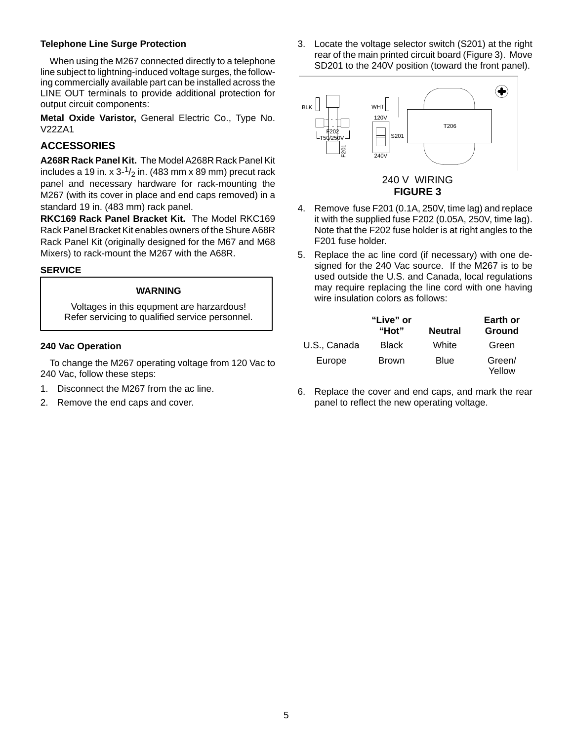### Telephone Line Surge Protection

When using the M267 connected directly to a telephone line subject to lightning-induced voltage surges, the following commercially available part can be installed across the LINE OUT terminals to provide additional protection for output circuit components:

**Metal Oxide Varistor,** General Electric Co., Type No. V22ZA1

## ACCESSORIES

**A268R Rack Panel Kit.** The Model A268R Rack Panel Kit includes a 19 in. x 3-$^1/_2$ in. (483 mm x 89 mm) precut rack panel and necessary hardware for rack-mounting the M267 (with its cover in place and end caps removed) in a standard 19 in. (483 mm) rack panel.

**RKC169 Rack Panel Bracket Kit.** The Model RKC169 Rack Panel Bracket Kit enables owners of the Shure A68R Rack Panel Kit (originally designed for the M67 and M68 Mixers) to rack-mount the M267 with the A68R.

### SERVICE

**WARNING**

Voltages in this equpment are harzardous!
Refer servicing to qualified service personnel.

### 240 Vac Operation

To change the M267 operating voltage from 120 Vac to 240 Vac, follow these steps:

1. Disconnect the M267 from the ac line.
2. Remove the end caps and cover.
3. Locate the voltage selector switch (S201) at the right rear of the main printed circuit board (Figure 3). Move SD201 to the 240V position (toward the front panel).

BLK WHT 120V F202 T50/250V F201 S201 240V T206

240 V WIRING
**FIGURE 3**

4. Remove fuse F201 (0.1A, 250V, time lag) and replace it with the supplied fuse F202 (0.05A, 250V, time lag). Note that the F202 fuse holder is at right angles to the F201 fuse holder.
5. Replace the ac line cord (if necessary) with one designed for the 240 Vac source. If the M267 is to be used outside the U.S. and Canada, local regulations may require replacing the line cord with one having wire insulation colors as follows:

| | "Live" or "Hot" | Neutral | Earth or Ground |
|---|---|---|---|
| U.S., Canada | Black | White | Green |
| Europe | Brown | Blue | Green/ Yellow |

6. Replace the cover and end caps, and mark the rear panel to reflect the new operating voltage.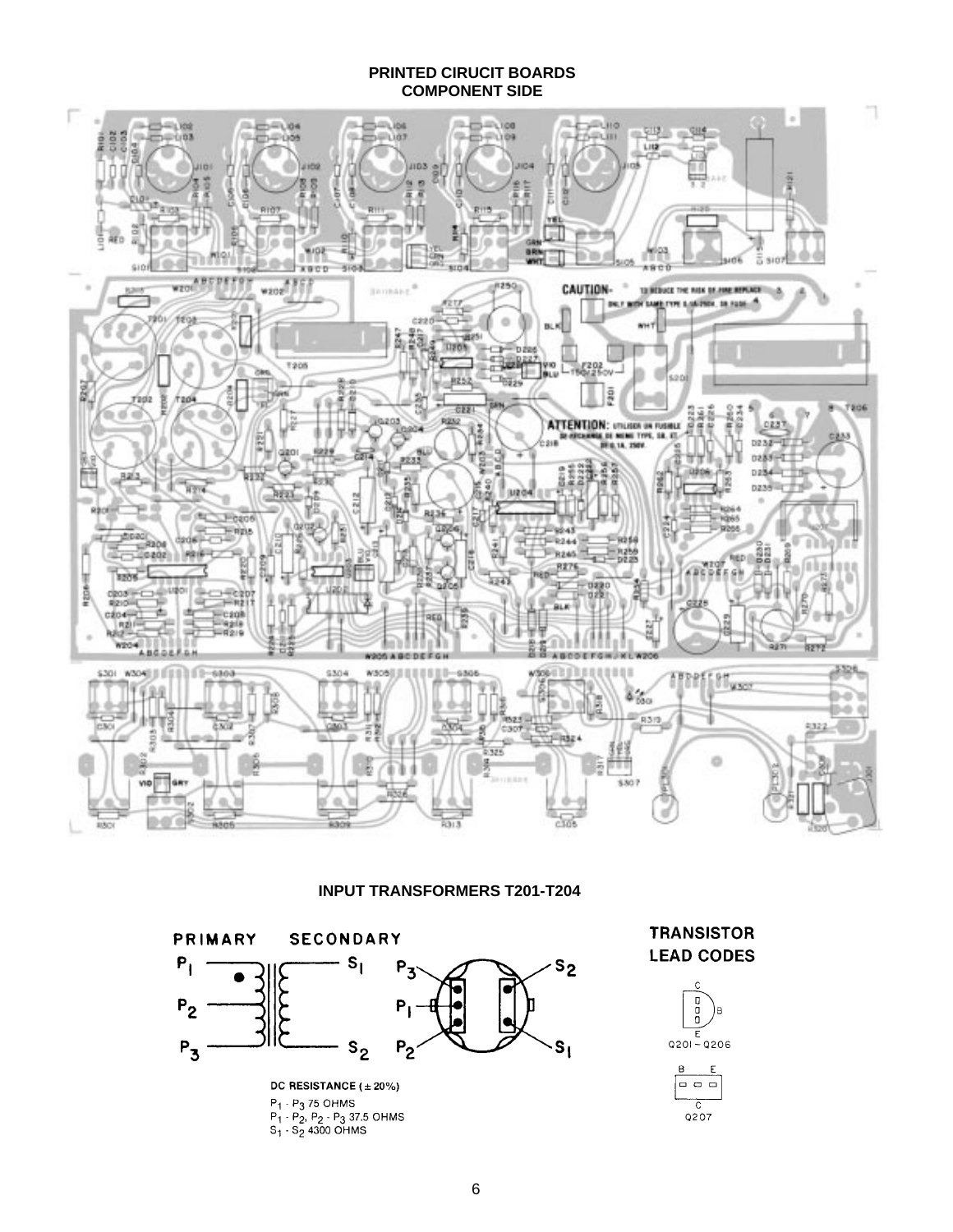# PRINTED CIRUCIT BOARDS
## COMPONENT SIDE

## INPUT TRANSFORMERS T201-T204

**DC RESISTANCE** (± 20%)

$P_1$ - $P_3$ 75 OHMS

$P_1$ - $P_2$, $P_2$ - $P_3$ 37.5 OHMS

$S_1$ - $S_2$ 4300 OHMS

**TRANSISTOR LEAD CODES**

Q201 – Q206

Q207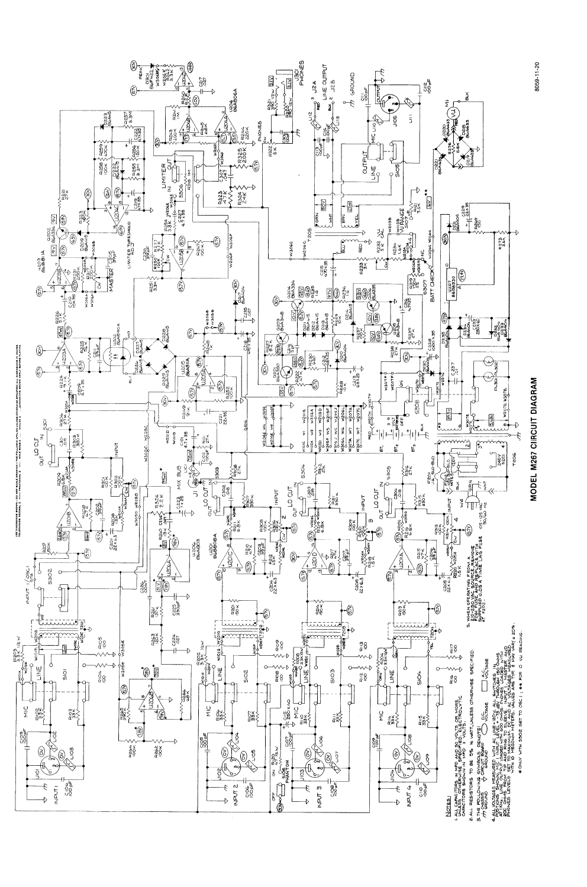# MODEL M267 CIRCUIT DIAGRAM

**NOTES:**

1. ALL CAPACITORS IN MFD AND 50 VOLTS OR MORE, UNLESS OTHERWISE SPECIFIED. ELECTROLYTIC CAPACITORS SHOWN IN MFD AND VOLTS.
2. ALL RESISTORS TO BE 5% ¼ WATT, UNLESS OTHERWISE SPECIFIED.
3. THE FOLLOWING SYMBOLS DENOTE: CHASSIS GROUND, CIRCUIT BOARD GROUND, D.C. VOLTAGE, A.C. VOLTAGE
4. ALL VOLTAGES MEASURED WITH AC LINE = 120V, ALL SWITCHES IN POSITIONS SHOWN, ALL INPUT CONTROLS SET TO MAXIMUM, AND LINE OUTPUT LOADED WITH 600 OHMS, PHONES LOADED WITH 8 OHMS, DC AND AC VOLTAGES MEASURED WITH 10 MEGOHM METERS. VALUES MAY VARY ± 20%.
5. WHEN OPERATING FROM A 220-240 VAC SOURCE, REMOVE F201 FUSE AND REPLACE WITH SUPPLIED 0.05 A TIME LAG FUSE AT F202.

\* ONLY WITH S302 SET TO OSC.; \*\* FOR 0 VU READING.

8059-11-20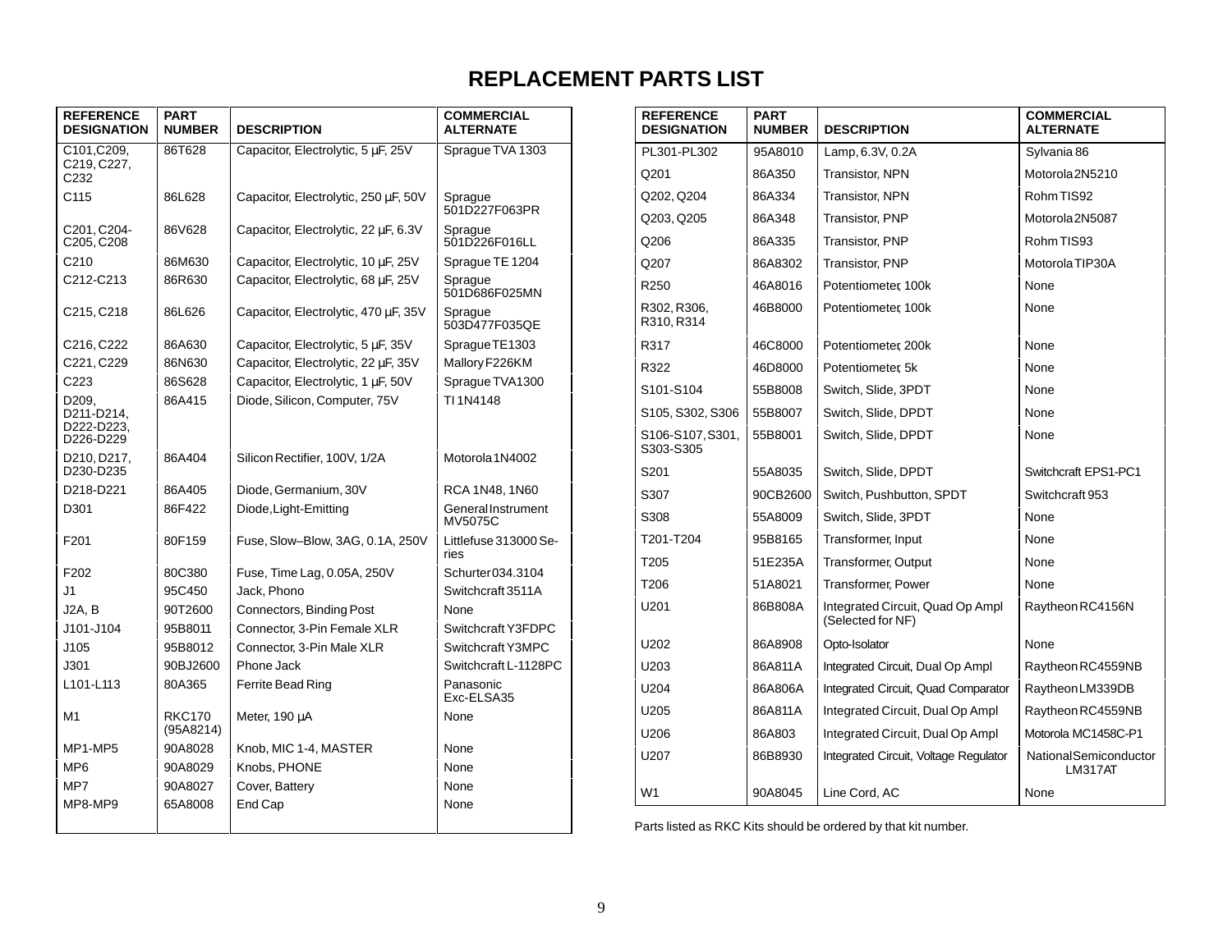# REPLACEMENT PARTS LIST

| REFERENCE DESIGNATION | PART NUMBER | DESCRIPTION | COMMERCIAL ALTERNATE |
|---|---|---|---|
| C101,C209, C219, C227, C232 | 86T628 | Capacitor, Electrolytic, 5 µF, 25V | Sprague TVA 1303 |
| C115 | 86L628 | Capacitor, Electrolytic, 250 µF, 50V | Sprague 501D227F063PR |
| C201, C204-C205, C208 | 86V628 | Capacitor, Electrolytic, 22 µF, 6.3V | Sprague 501D226F016LL |
| C210 | 86M630 | Capacitor, Electrolytic, 10 µF, 25V | Sprague TE 1204 |
| C212-C213 | 86R630 | Capacitor, Electrolytic, 68 µF, 25V | Sprague 501D686F025MN |
| C215, C218 | 86L626 | Capacitor, Electrolytic, 470 µF, 35V | Sprague 503D477F035QE |
| C216, C222 | 86A630 | Capacitor, Electrolytic, 5 µF, 35V | Sprague TE1303 |
| C221, C229 | 86N630 | Capacitor, Electrolytic, 22 µF, 35V | Mallory F226KM |
| C223 | 86S628 | Capacitor, Electrolytic, 1 µF, 50V | Sprague TVA1300 |
| D209, D211-D214, D222-D223, D226-D229 | 86A415 | Diode, Silicon, Computer, 75V | TI 1N4148 |
| D210, D217, D230-D235 | 86A404 | Silicon Rectifier, 100V, 1/2A | Motorola 1N4002 |
| D218-D221 | 86A405 | Diode, Germanium, 30V | RCA 1N48, 1N60 |
| D301 | 86F422 | Diode, Light-Emitting | General Instrument MV5075C |
| F201 | 80F159 | Fuse, Slow–Blow, 3AG, 0.1A, 250V | Littlefuse 313000 Series |
| F202 | 80C380 | Fuse, Time Lag, 0.05A, 250V | Schurter 034.3104 |
| J1 | 95C450 | Jack, Phono | Switchcraft 3511A |
| J2A, B | 90T2600 | Connectors, Binding Post | None |
| J101-J104 | 95B8011 | Connector, 3-Pin Female XLR | Switchcraft Y3FDPC |
| J105 | 95B8012 | Connector, 3-Pin Male XLR | Switchcraft Y3MPC |
| J301 | 90BJ2600 | Phone Jack | Switchcraft L-1128PC |
| L101-L113 | 80A365 | Ferrite Bead Ring | Panasonic Exc-ELSA35 |
| M1 | RKC170 (95A8214) | Meter, 190 µA | None |
| MP1-MP5 | 90A8028 | Knob, MIC 1-4, MASTER | None |
| MP6 | 90A8029 | Knobs, PHONE | None |
| MP7 | 90A8027 | Cover, Battery | None |
| MP8-MP9 | 65A8008 | End Cap | None |

| REFERENCE DESIGNATION | PART NUMBER | DESCRIPTION | COMMERCIAL ALTERNATE |
|---|---|---|---|
| PL301-PL302 | 95A8010 | Lamp, 6.3V, 0.2A | Sylvania 86 |
| Q201 | 86A350 | Transistor, NPN | Motorola 2N5210 |
| Q202, Q204 | 86A334 | Transistor, NPN | Rohm TIS92 |
| Q203, Q205 | 86A348 | Transistor, PNP | Motorola 2N5087 |
| Q206 | 86A335 | Transistor, PNP | Rohm TIS93 |
| Q207 | 86A8302 | Transistor, PNP | Motorola TIP30A |
| R250 | 46A8016 | Potentiometer, 100k | None |
| R302, R306, R310, R314 | 46B8000 | Potentiometer, 100k | None |
| R317 | 46C8000 | Potentiometer, 200k | None |
| R322 | 46D8000 | Potentiometer, 5k | None |
| S101-S104 | 55B8008 | Switch, Slide, 3PDT | None |
| S105, S302, S306 | 55B8007 | Switch, Slide, DPDT | None |
| S106-S107, S301, S303-S305 | 55B8001 | Switch, Slide, DPDT | None |
| S201 | 55A8035 | Switch, Slide, DPDT | Switchcraft EPS1-PC1 |
| S307 | 90CB2600 | Switch, Pushbutton, SPDT | Switchcraft 953 |
| S308 | 55A8009 | Switch, Slide, 3PDT | None |
| T201-T204 | 95B8165 | Transformer, Input | None |
| T205 | 51E235A | Transformer, Output | None |
| T206 | 51A8021 | Transformer, Power | None |
| U201 | 86B808A | Integrated Circuit, Quad Op Ampl (Selected for NF) | Raytheon RC4156N |
| U202 | 86A8908 | Opto-Isolator | None |
| U203 | 86A811A | Integrated Circuit, Dual Op Ampl | Raytheon RC4559NB |
| U204 | 86A806A | Integrated Circuit, Quad Comparator | Raytheon LM339DB |
| U205 | 86A811A | Integrated Circuit, Dual Op Ampl | Raytheon RC4559NB |
| U206 | 86A803 | Integrated Circuit, Dual Op Ampl | Motorola MC1458C-P1 |
| U207 | 86B8930 | Integrated Circuit, Voltage Regulator | National Semiconductor LM317AT |
| W1 | 90A8045 | Line Cord, AC | None |

Parts listed as RKC Kits should be ordered by that kit number.